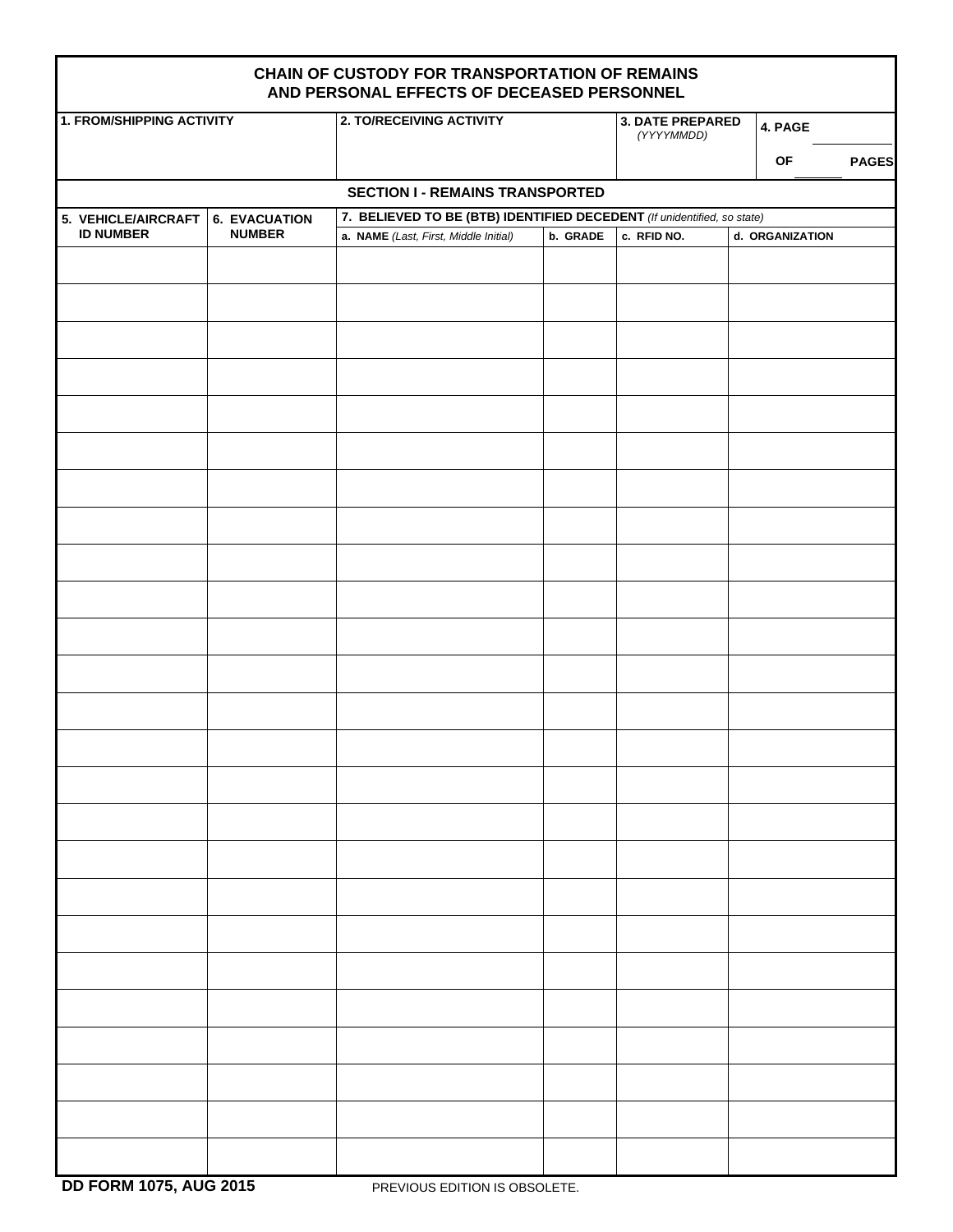# CHAIN OF CUSTODY FOR TRANSPORTATION OF REMAINS AND PERSONAL EFFECTS OF DECEASED PERSONNEL

| 1. FROM/SHIPPING ACTIVITY | 2. TO/RECEIVING ACTIVITY | 3. DATE PREPARED *(YYYYMMDD)* | 4. PAGE ____ OF ____ PAGES |
|---|---|---|---|
| | | | |

## SECTION I - REMAINS TRANSPORTED

| 5. VEHICLE/AIRCRAFT ID NUMBER | 6. EVACUATION NUMBER | 7. BELIEVED TO BE (BTB) IDENTIFIED DECEDENT *(If unidentified, so state)* | | | |
|---|---|---|---|---|---|
| | | a. NAME *(Last, First, Middle Initial)* | b. GRADE | c. RFID NO. | d. ORGANIZATION |
| | | | | | |
| | | | | | |
| | | | | | |
| | | | | | |
| | | | | | |
| | | | | | |
| | | | | | |
| | | | | | |
| | | | | | |
| | | | | | |
| | | | | | |
| | | | | | |
| | | | | | |
| | | | | | |
| | | | | | |
| | | | | | |
| | | | | | |
| | | | | | |
| | | | | | |
| | | | | | |
| | | | | | |
| | | | | | |
| | | | | | |
| | | | | | |
| | | | | | |

DD FORM 1075, AUG 2015 PREVIOUS EDITION IS OBSOLETE.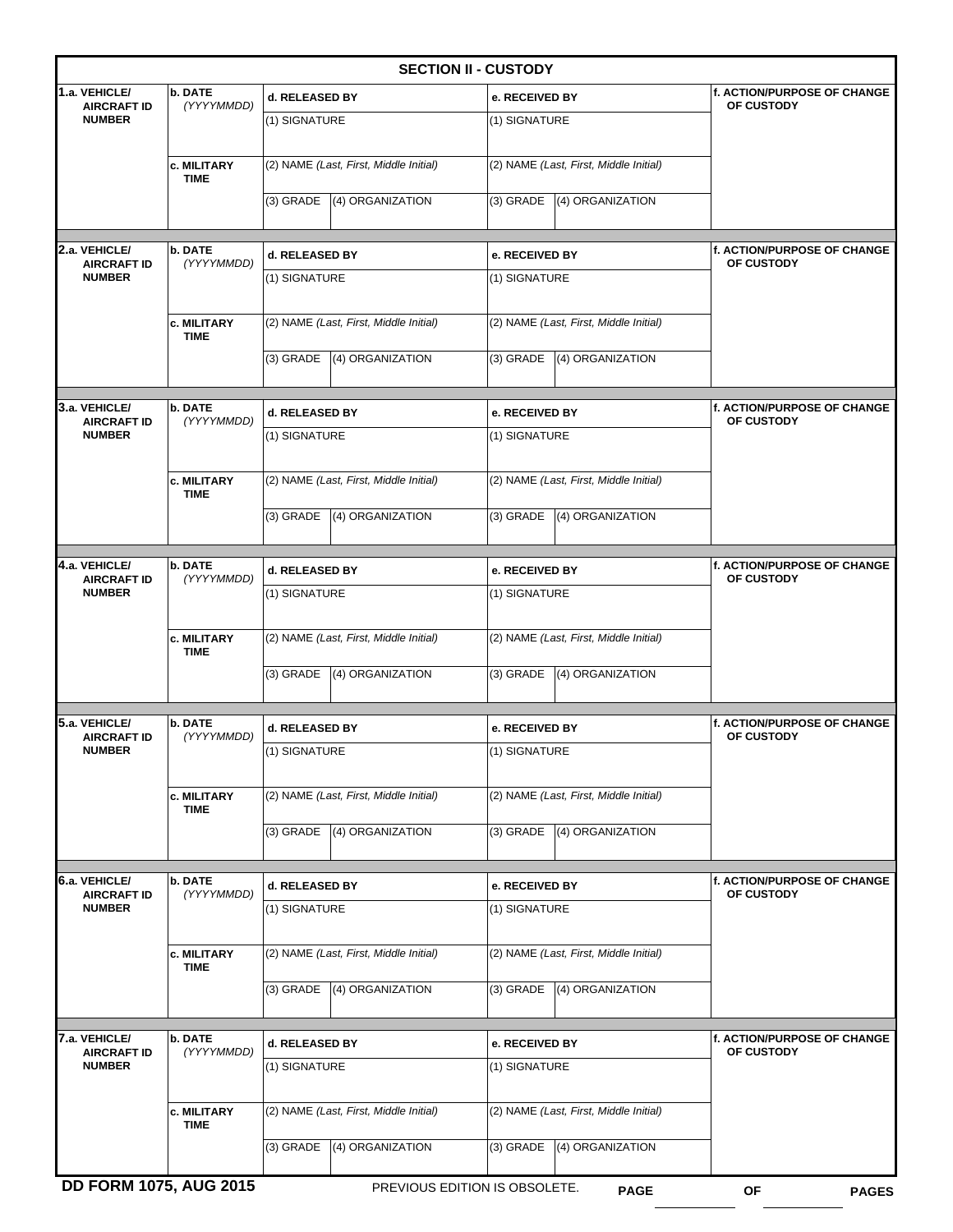## SECTION II - CUSTODY

| | | | | | | |
|---|---|---|---|---|---|---|
| **1.a. VEHICLE/ AIRCRAFT ID NUMBER** | **b. DATE** *(YYYYMMDD)* | **d. RELEASED BY** | | **e. RECEIVED BY** | | **f. ACTION/PURPOSE OF CHANGE OF CUSTODY** |
| | | (1) SIGNATURE | | (1) SIGNATURE | | |
| | **c. MILITARY TIME** | (2) NAME *(Last, First, Middle Initial)* | | (2) NAME *(Last, First, Middle Initial)* | | |
| | | (3) GRADE | (4) ORGANIZATION | (3) GRADE | (4) ORGANIZATION | |
| **2.a. VEHICLE/ AIRCRAFT ID NUMBER** | **b. DATE** *(YYYYMMDD)* | **d. RELEASED BY** | | **e. RECEIVED BY** | | **f. ACTION/PURPOSE OF CHANGE OF CUSTODY** |
| | | (1) SIGNATURE | | (1) SIGNATURE | | |
| | **c. MILITARY TIME** | (2) NAME *(Last, First, Middle Initial)* | | (2) NAME *(Last, First, Middle Initial)* | | |
| | | (3) GRADE | (4) ORGANIZATION | (3) GRADE | (4) ORGANIZATION | |
| **3.a. VEHICLE/ AIRCRAFT ID NUMBER** | **b. DATE** *(YYYYMMDD)* | **d. RELEASED BY** | | **e. RECEIVED BY** | | **f. ACTION/PURPOSE OF CHANGE OF CUSTODY** |
| | | (1) SIGNATURE | | (1) SIGNATURE | | |
| | **c. MILITARY TIME** | (2) NAME *(Last, First, Middle Initial)* | | (2) NAME *(Last, First, Middle Initial)* | | |
| | | (3) GRADE | (4) ORGANIZATION | (3) GRADE | (4) ORGANIZATION | |
| **4.a. VEHICLE/ AIRCRAFT ID NUMBER** | **b. DATE** *(YYYYMMDD)* | **d. RELEASED BY** | | **e. RECEIVED BY** | | **f. ACTION/PURPOSE OF CHANGE OF CUSTODY** |
| | | (1) SIGNATURE | | (1) SIGNATURE | | |
| | **c. MILITARY TIME** | (2) NAME *(Last, First, Middle Initial)* | | (2) NAME *(Last, First, Middle Initial)* | | |
| | | (3) GRADE | (4) ORGANIZATION | (3) GRADE | (4) ORGANIZATION | |
| **5.a. VEHICLE/ AIRCRAFT ID NUMBER** | **b. DATE** *(YYYYMMDD)* | **d. RELEASED BY** | | **e. RECEIVED BY** | | **f. ACTION/PURPOSE OF CHANGE OF CUSTODY** |
| | | (1) SIGNATURE | | (1) SIGNATURE | | |
| | **c. MILITARY TIME** | (2) NAME *(Last, First, Middle Initial)* | | (2) NAME *(Last, First, Middle Initial)* | | |
| | | (3) GRADE | (4) ORGANIZATION | (3) GRADE | (4) ORGANIZATION | |
| **6.a. VEHICLE/ AIRCRAFT ID NUMBER** | **b. DATE** *(YYYYMMDD)* | **d. RELEASED BY** | | **e. RECEIVED BY** | | **f. ACTION/PURPOSE OF CHANGE OF CUSTODY** |
| | | (1) SIGNATURE | | (1) SIGNATURE | | |
| | **c. MILITARY TIME** | (2) NAME *(Last, First, Middle Initial)* | | (2) NAME *(Last, First, Middle Initial)* | | |
| | | (3) GRADE | (4) ORGANIZATION | (3) GRADE | (4) ORGANIZATION | |
| **7.a. VEHICLE/ AIRCRAFT ID NUMBER** | **b. DATE** *(YYYYMMDD)* | **d. RELEASED BY** | | **e. RECEIVED BY** | | **f. ACTION/PURPOSE OF CHANGE OF CUSTODY** |
| | | (1) SIGNATURE | | (1) SIGNATURE | | |
| | **c. MILITARY TIME** | (2) NAME *(Last, First, Middle Initial)* | | (2) NAME *(Last, First, Middle Initial)* | | |
| | | (3) GRADE | (4) ORGANIZATION | (3) GRADE | (4) ORGANIZATION | |

**DD FORM 1075, AUG 2015** PREVIOUS EDITION IS OBSOLETE. **PAGE** ________ **OF** ________ **PAGES**